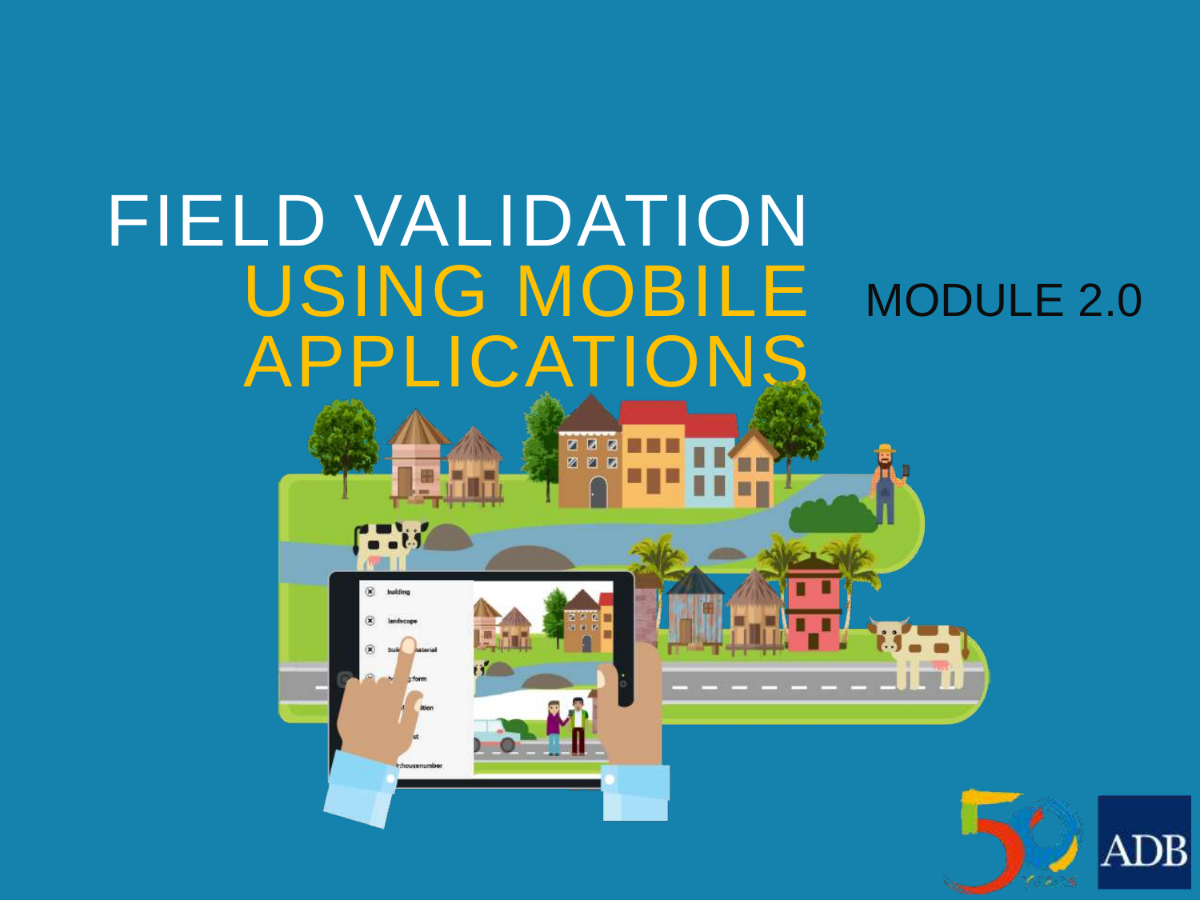# FIELD VALIDATION USING MOBILE APPLICATIONS

MODULE 2.0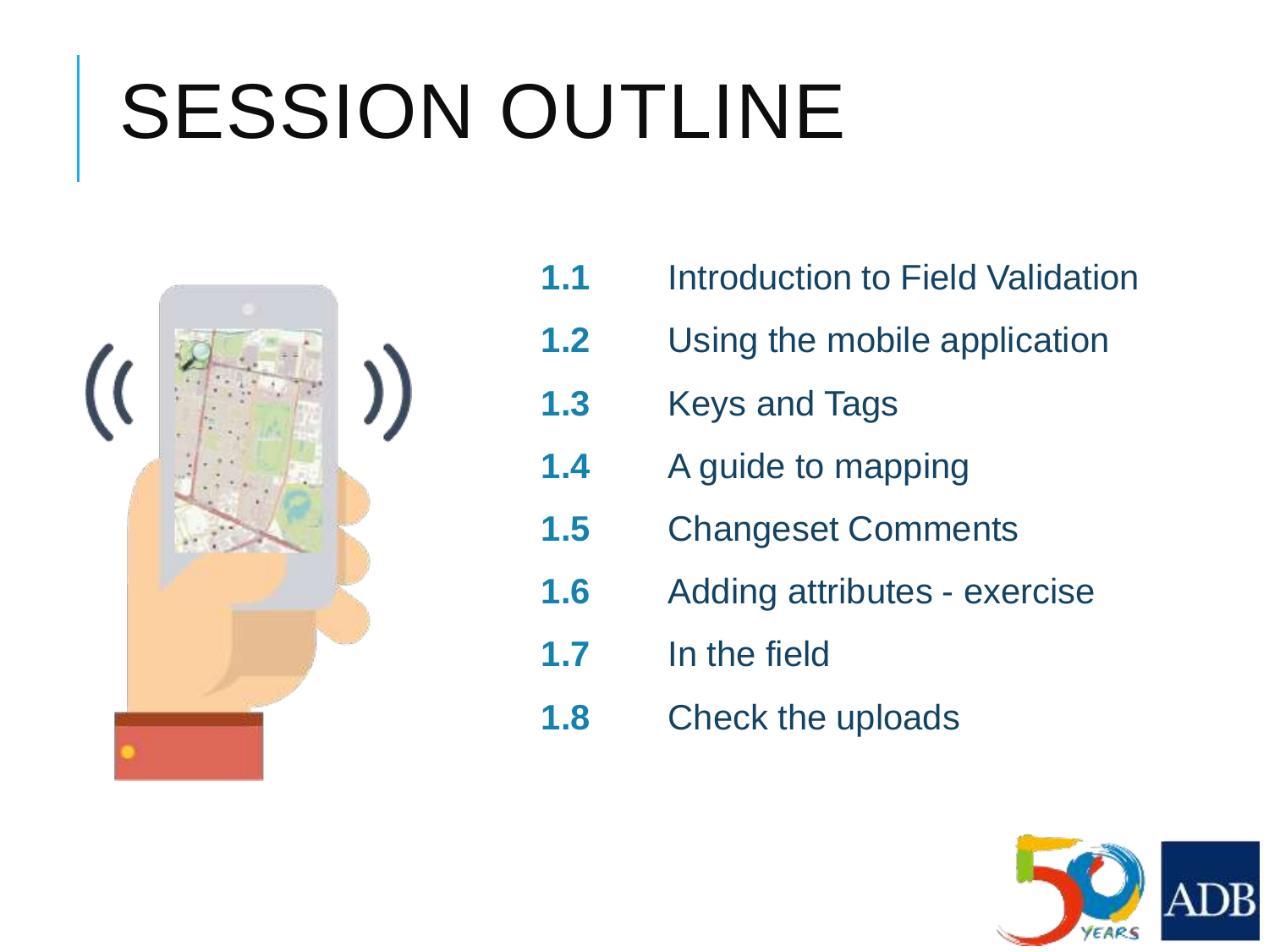# SESSION OUTLINE

**1.1** Introduction to Field Validation

**1.2** Using the mobile application

**1.3** Keys and Tags

**1.4** A guide to mapping

**1.5** Changeset Comments

**1.6** Adding attributes - exercise

**1.7** In the field

**1.8** Check the uploads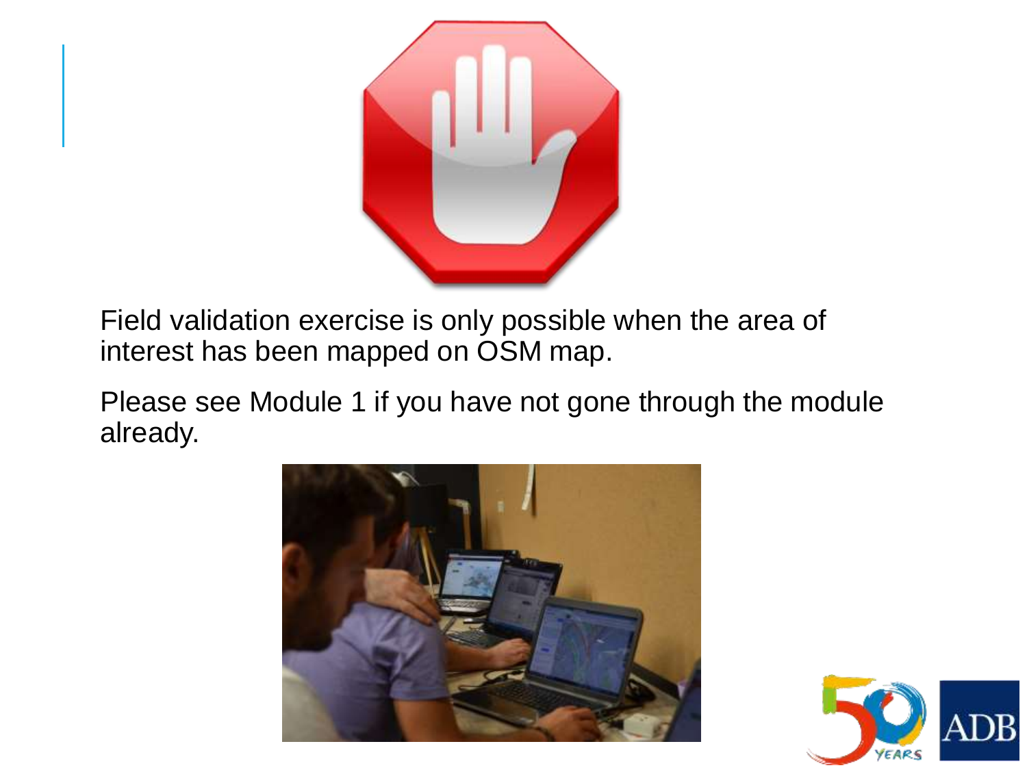Field validation exercise is only possible when the area of interest has been mapped on OSM map.

Please see Module 1 if you have not gone through the module already.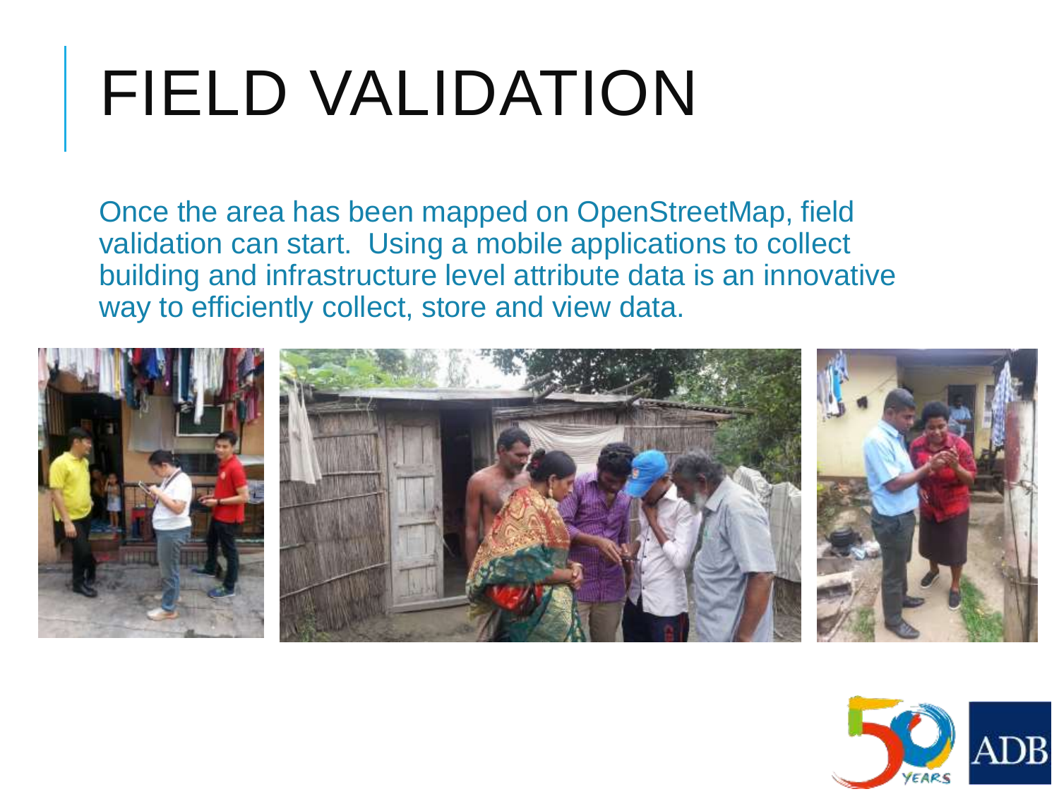# FIELD VALIDATION

Once the area has been mapped on OpenStreetMap, field validation can start. Using a mobile applications to collect building and infrastructure level attribute data is an innovative way to efficiently collect, store and view data.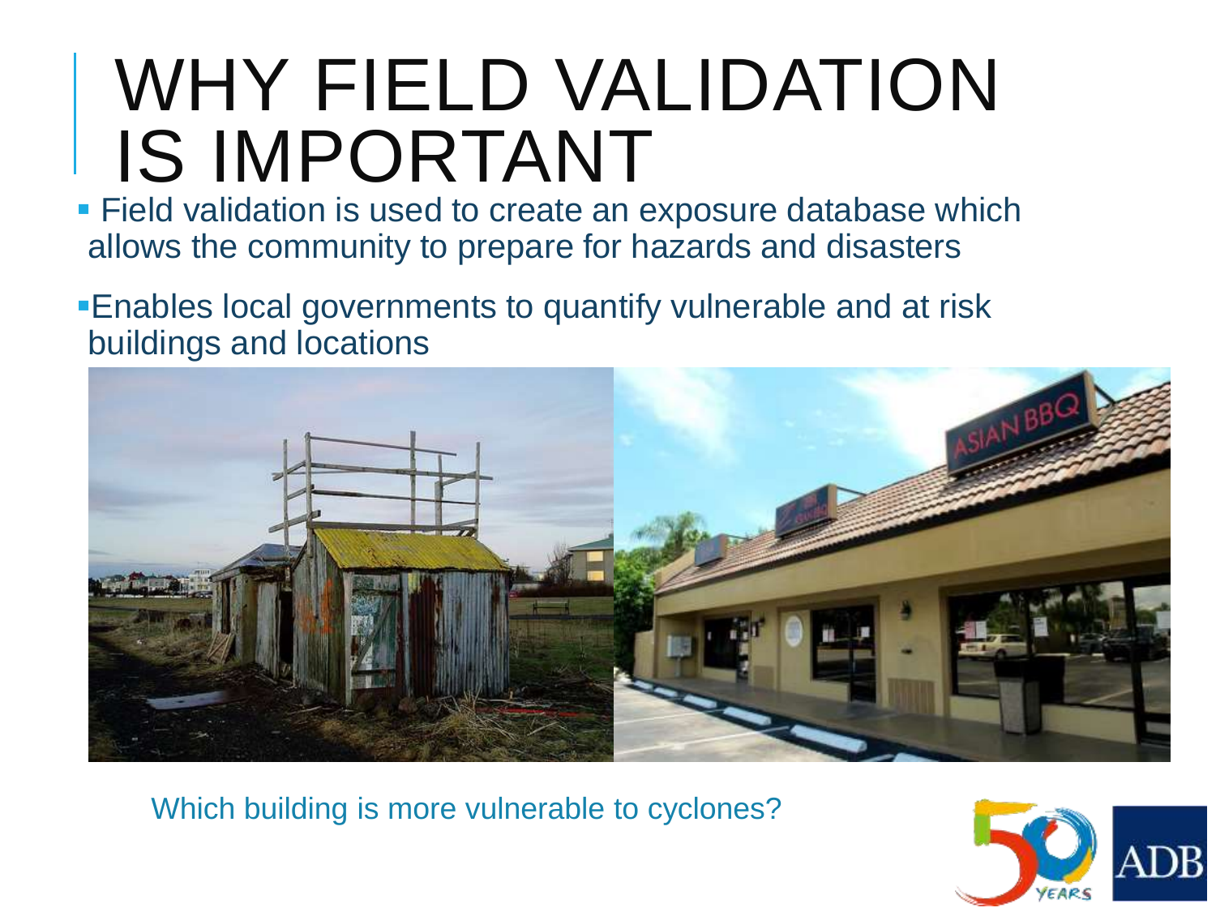# WHY FIELD VALIDATION IS IMPORTANT

- Field validation is used to create an exposure database which allows the community to prepare for hazards and disasters
- Enables local governments to quantify vulnerable and at risk buildings and locations

Which building is more vulnerable to cyclones?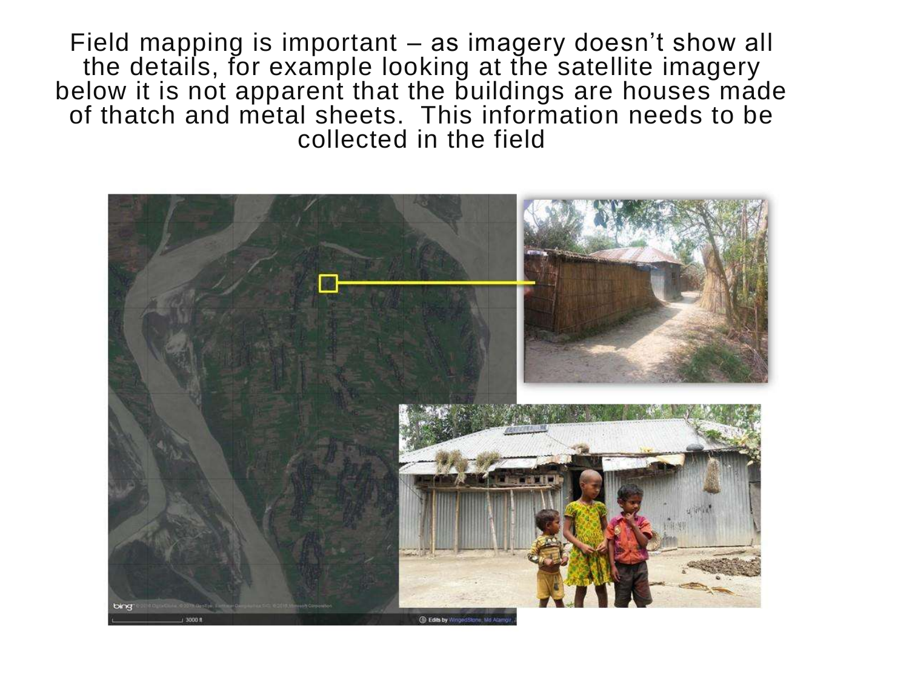Field mapping is important – as imagery doesn't show all the details, for example looking at the satellite imagery below it is not apparent that the buildings are houses made of thatch and metal sheets. This information needs to be collected in the field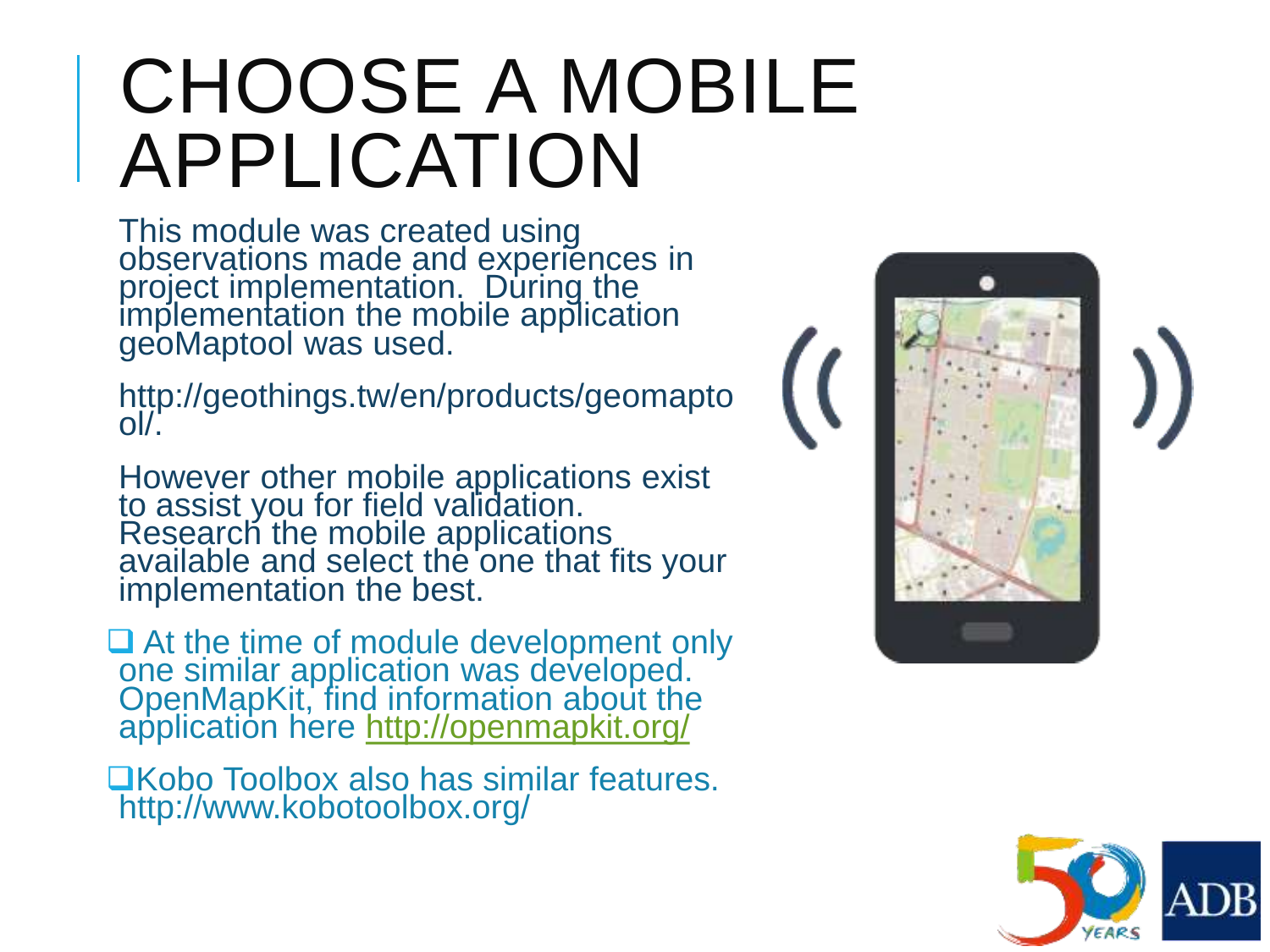# CHOOSE A MOBILE APPLICATION

This module was created using observations made and experiences in project implementation. During the implementation the mobile application geoMaptool was used.

http://geothings.tw/en/products/geomaptool/.

However other mobile applications exist to assist you for field validation. Research the mobile applications available and select the one that fits your implementation the best.

- At the time of module development only one similar application was developed. OpenMapKit, find information about the application here http://openmapkit.org/
- Kobo Toolbox also has similar features. http://www.kobotoolbox.org/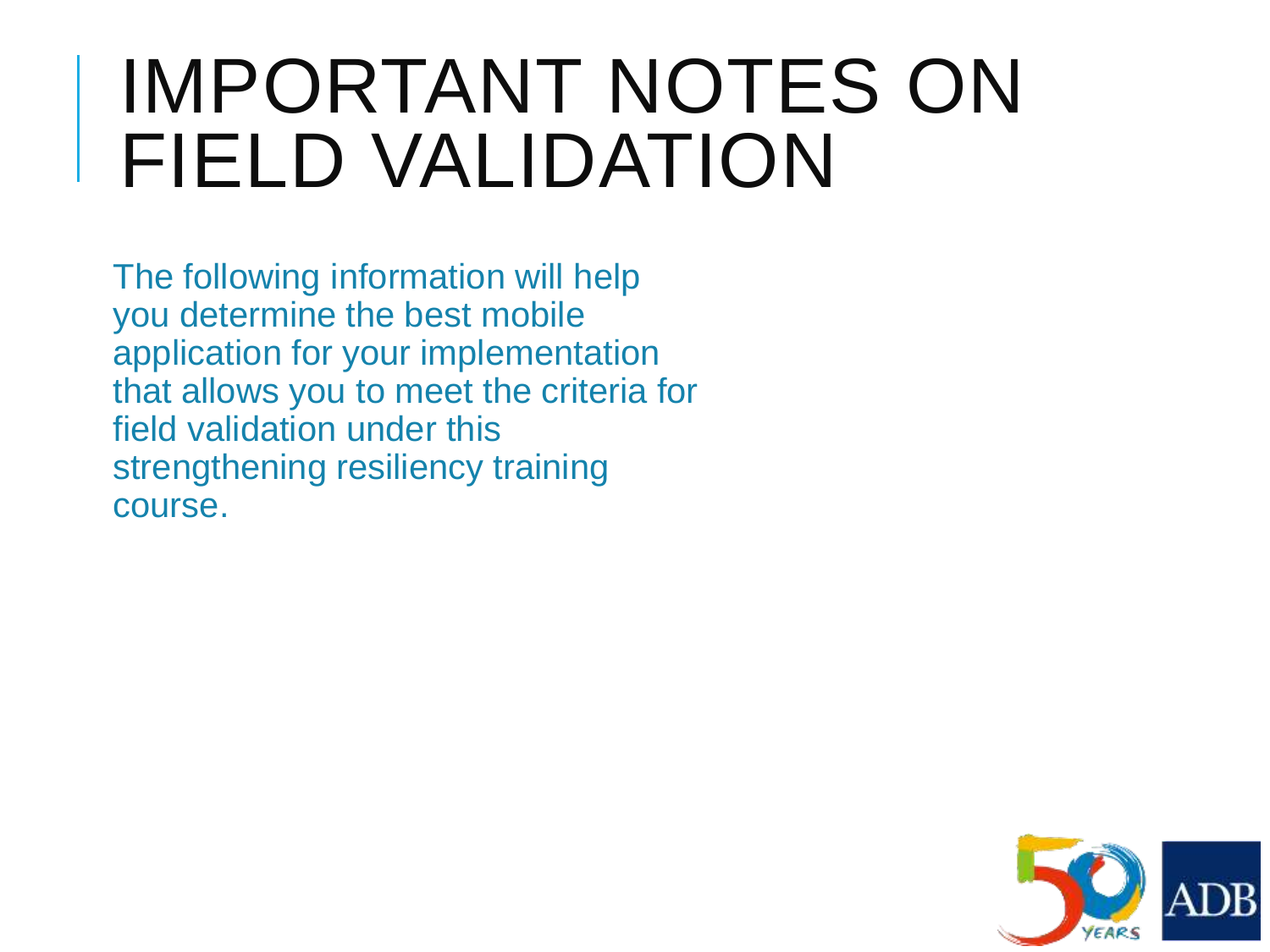# IMPORTANT NOTES ON FIELD VALIDATION

The following information will help you determine the best mobile application for your implementation that allows you to meet the criteria for field validation under this strengthening resiliency training course.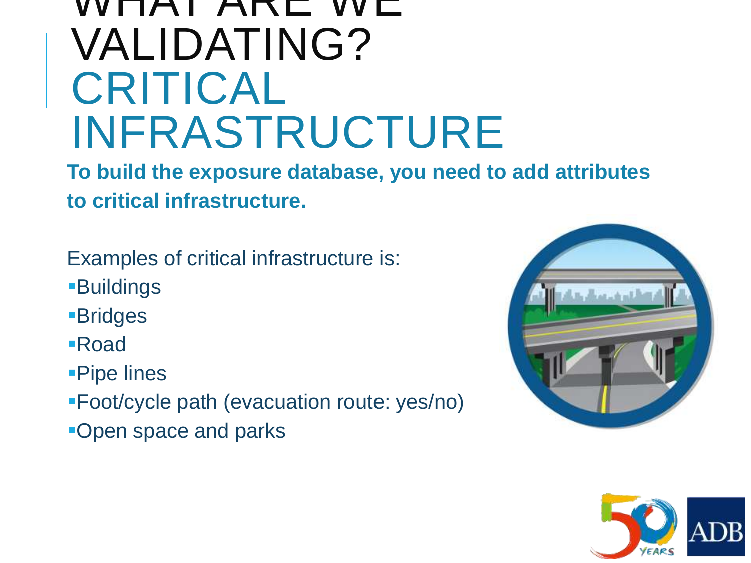# WHAT ARE WE VALIDATING? CRITICAL INFRASTRUCTURE

**To build the exposure database, you need to add attributes to critical infrastructure.**

Examples of critical infrastructure is:

- Buildings
- Bridges
- Road
- Pipe lines
- Foot/cycle path (evacuation route: yes/no)
- Open space and parks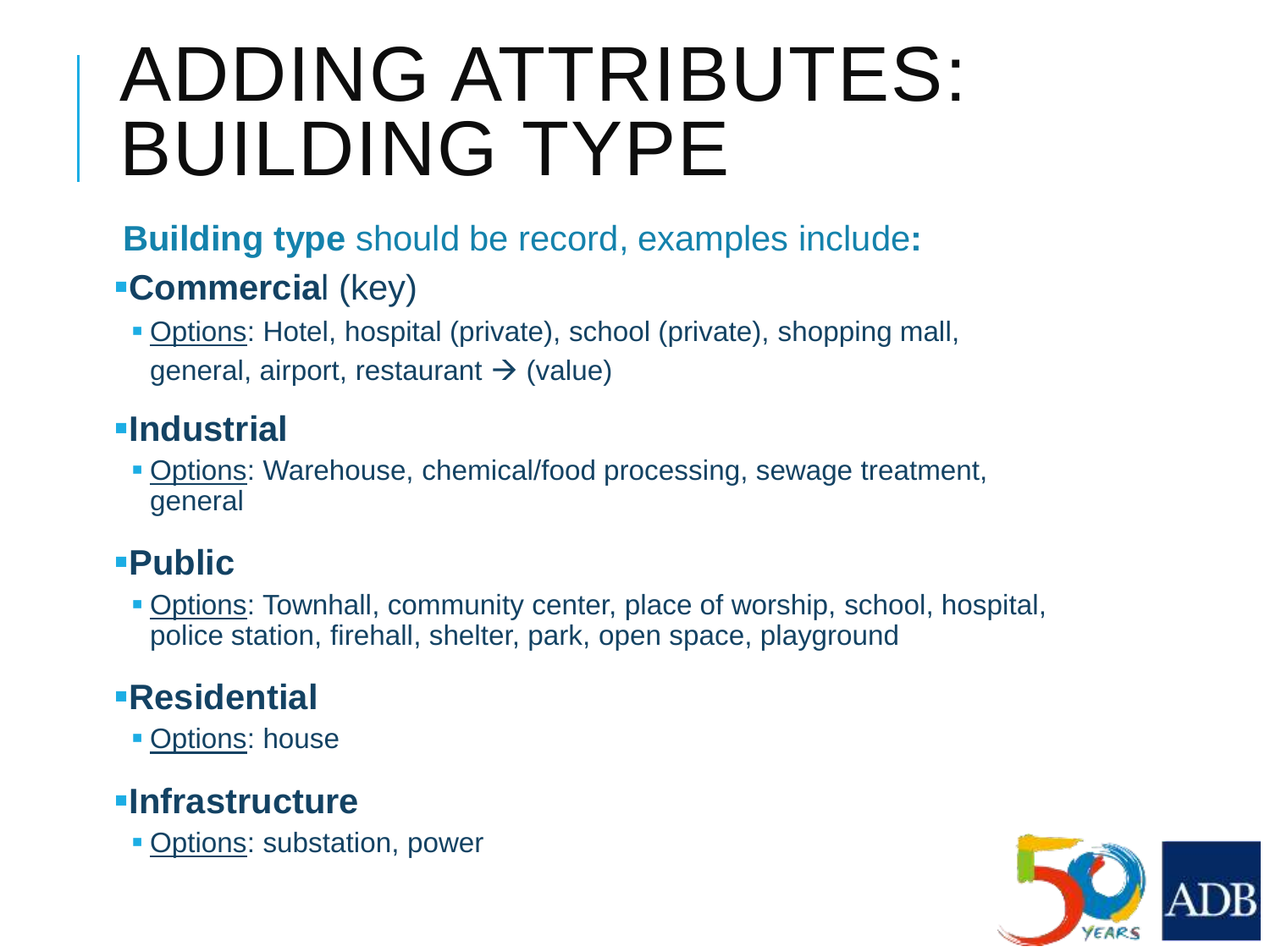# ADDING ATTRIBUTES: BUILDING TYPE

**Building type** should be record, examples include**:**

- **Commercia**l (key)
  - Options: Hotel, hospital (private), school (private), shopping mall, general, airport, restaurant → (value)
- **Industrial**
  - Options: Warehouse, chemical/food processing, sewage treatment, general
- **Public**
  - Options: Townhall, community center, place of worship, school, hospital, police station, firehall, shelter, park, open space, playground
- **Residential**
  - Options: house
- **Infrastructure**
  - Options: substation, power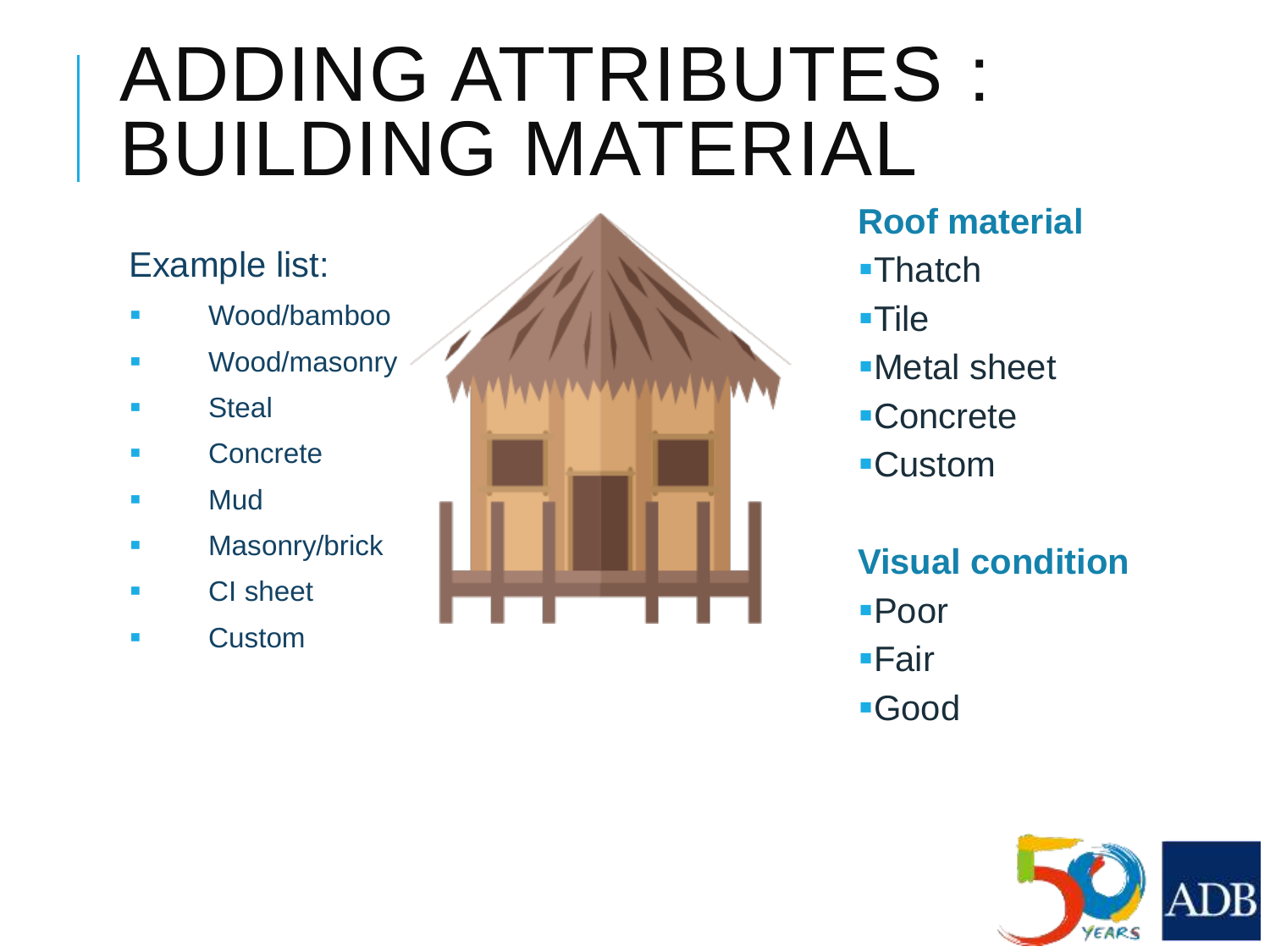# ADDING ATTRIBUTES : BUILDING MATERIAL

Example list:

- Wood/bamboo
- Wood/masonry
- Steal
- Concrete
- Mud
- Masonry/brick
- CI sheet
- Custom

**Roof material**

- Thatch
- Tile
- Metal sheet
- Concrete
- Custom

**Visual condition**

- Poor
- Fair
- Good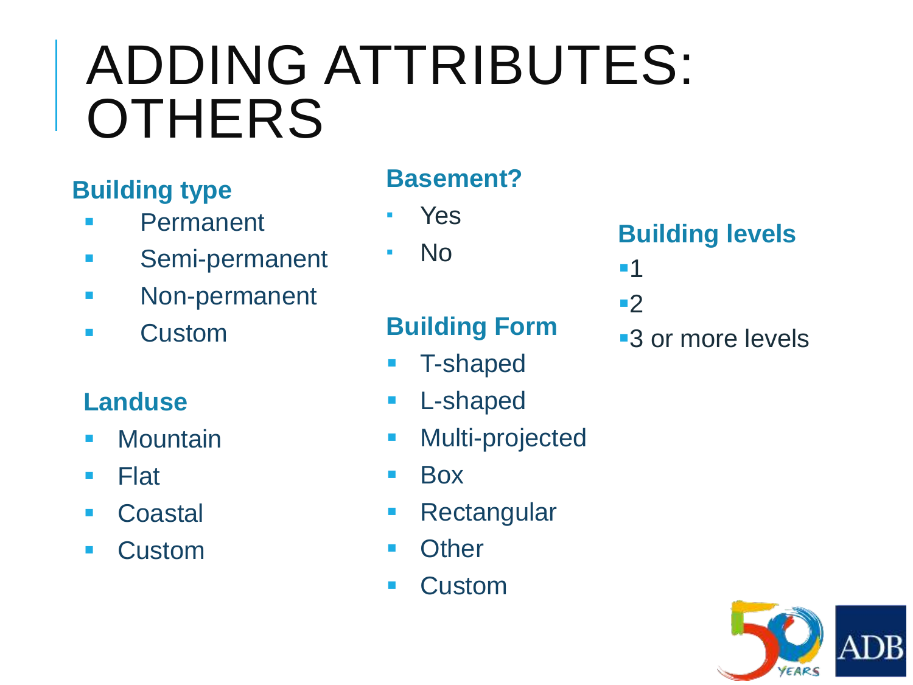# ADDING ATTRIBUTES: OTHERS

**Building type**

- Permanent
- Semi-permanent
- Non-permanent
- Custom

**Landuse**

- Mountain
- Flat
- Coastal
- Custom

**Basement?**

- Yes
- No

**Building Form**

- T-shaped
- L-shaped
- Multi-projected
- Box
- Rectangular
- Other
- Custom

**Building levels**

- 1
- 2
- 3 or more levels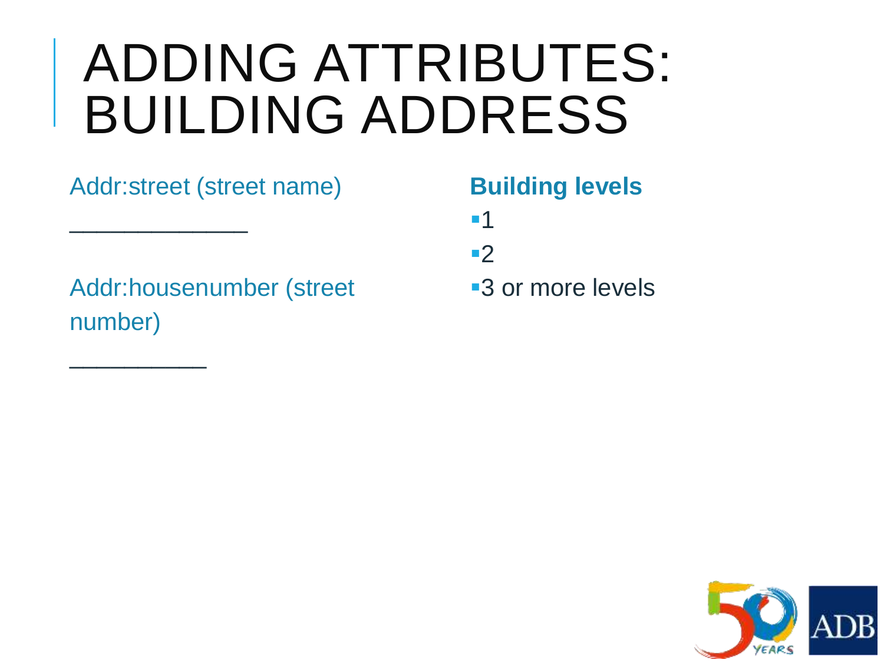# ADDING ATTRIBUTES: BUILDING ADDRESS

Addr:street (street name)

_____________

Addr:housenumber (street number)

__________

**Building levels**

- 1
- 2
- 3 or more levels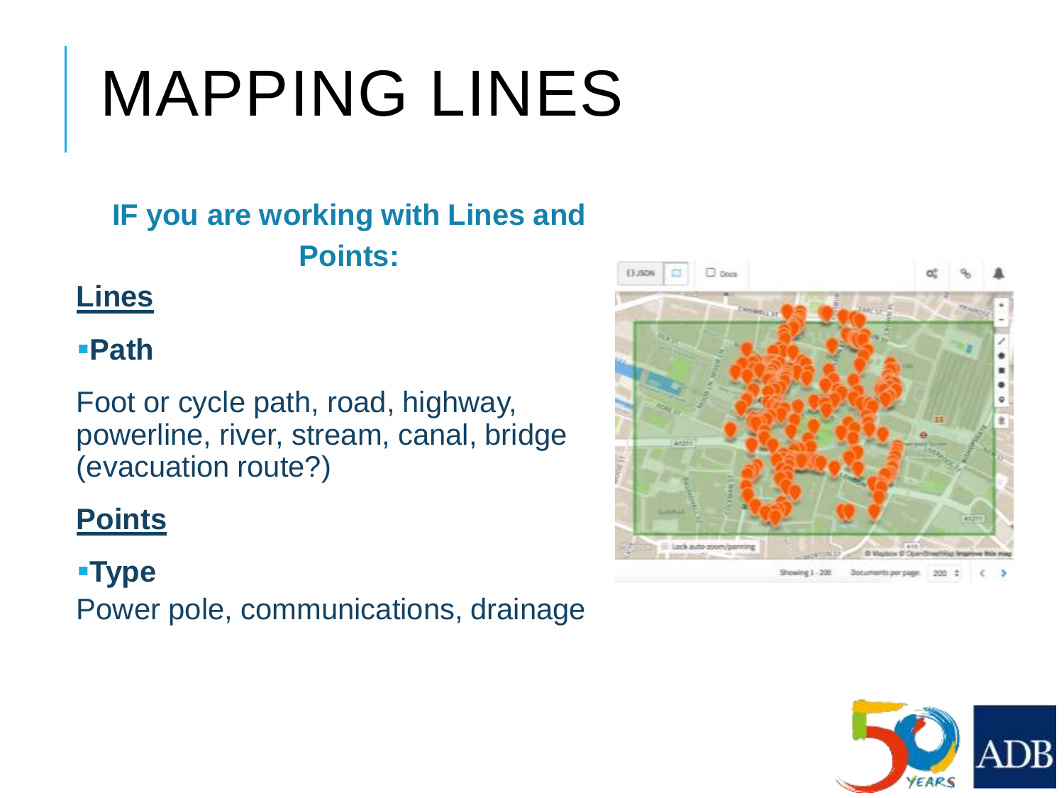# MAPPING LINES

**IF you are working with Lines and Points:**

**Lines**

- **Path**

Foot or cycle path, road, highway, powerline, river, stream, canal, bridge (evacuation route?)

**Points**

- **Type**

Power pole, communications, drainage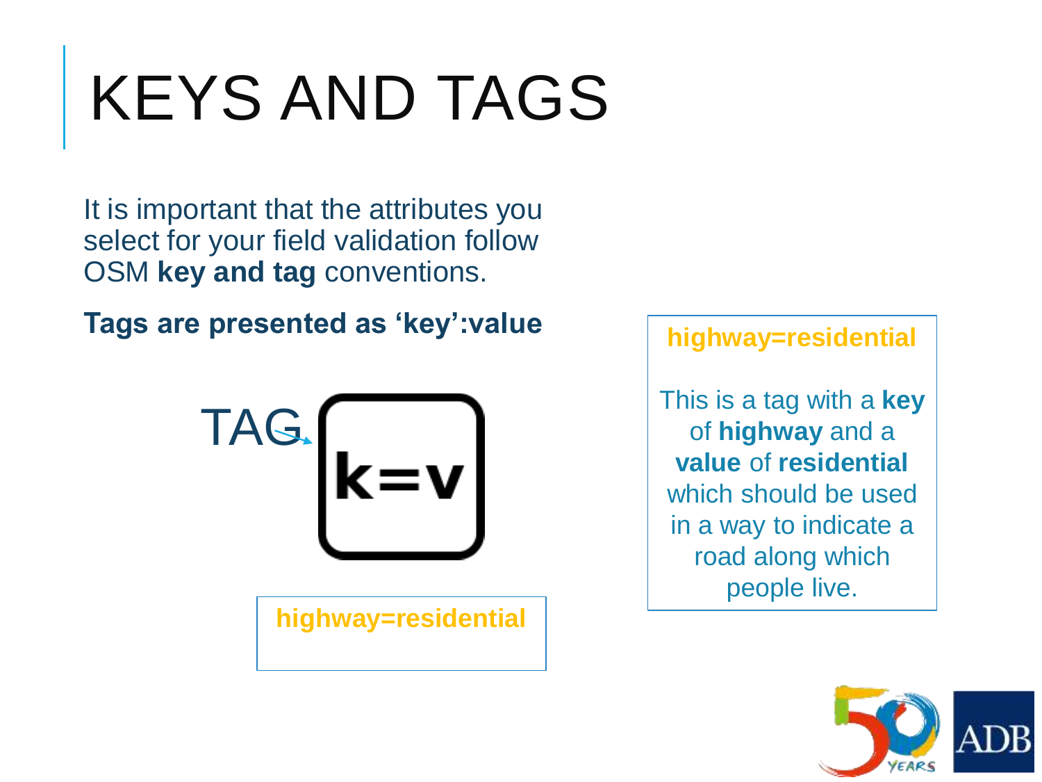# KEYS AND TAGS

It is important that the attributes you select for your field validation follow OSM **key and tag** conventions.

**Tags are presented as ‘key’:value**

TAG

**k=v**

**highway=residential**

**highway=residential**

This is a tag with a **key** of **highway** and a **value** of **residential** which should be used in a way to indicate a road along which people live.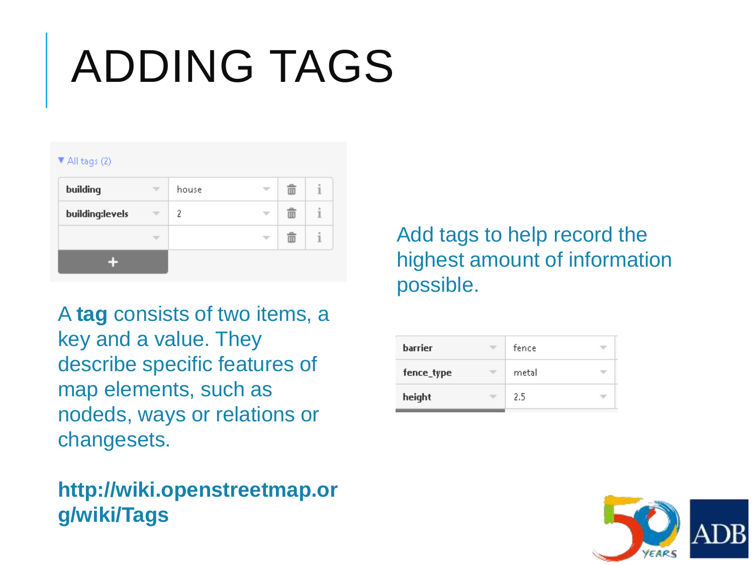# ADDING TAGS

▼ All tags (2)

| building | house |
|---|---|
| building:levels | 2 |
| | |

A **tag** consists of two items, a key and a value. They describe specific features of map elements, such as nodeds, ways or relations or changesets.

**http://wiki.openstreetmap.org/wiki/Tags**

Add tags to help record the highest amount of information possible.

| barrier | fence |
|---|---|
| fence_type | metal |
| height | 2.5 |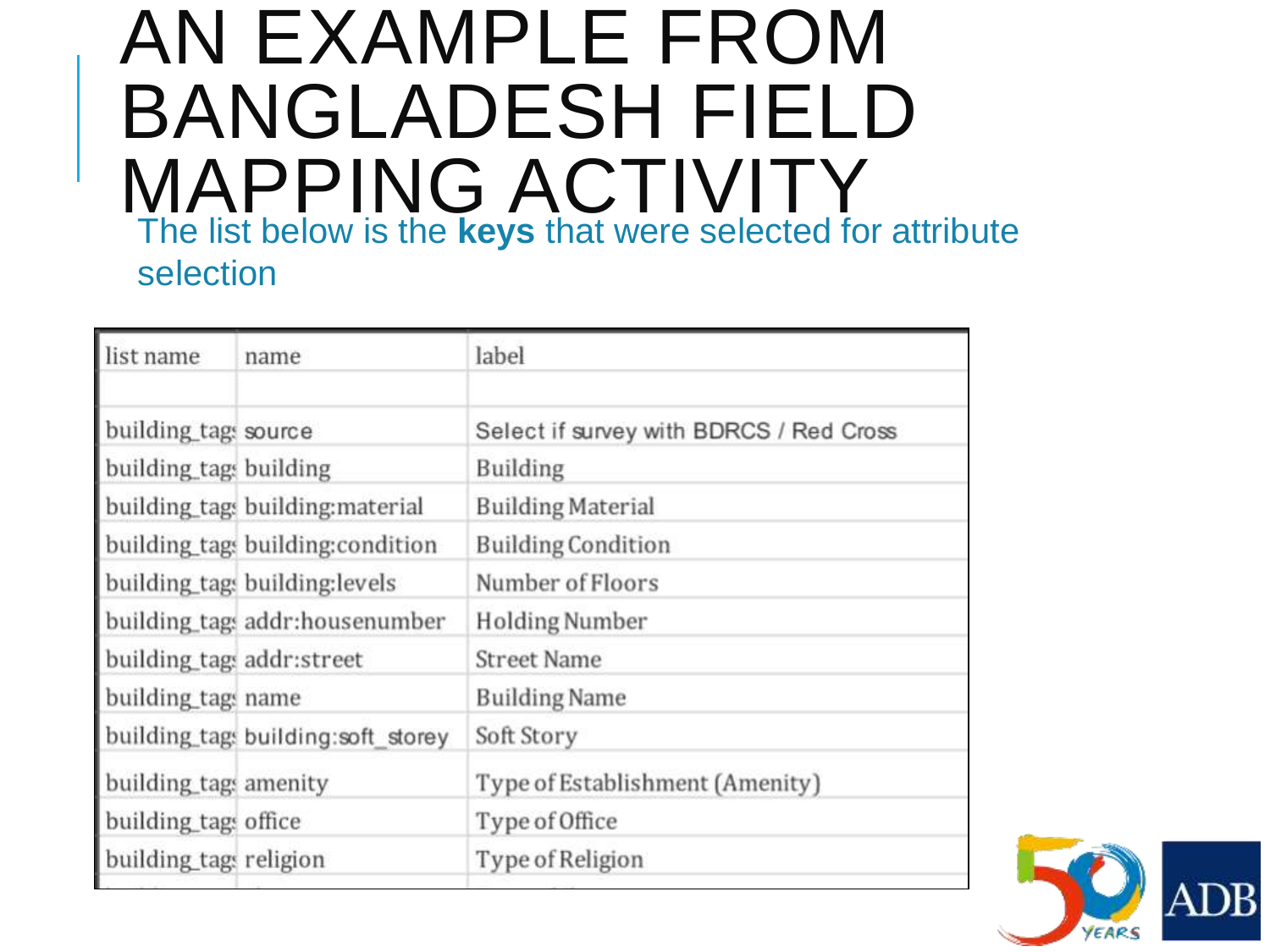# AN EXAMPLE FROM BANGLADESH FIELD MAPPING ACTIVITY

The list below is the **keys** that were selected for attribute selection

| list name | name | label |
|---|---|---|
| | | |
| building_tags | source | Select if survey with BDRCS / Red Cross |
| building_tags | building | Building |
| building_tags | building:material | Building Material |
| building_tags | building:condition | Building Condition |
| building_tags | building:levels | Number of Floors |
| building_tags | addr:housenumber | Holding Number |
| building_tags | addr:street | Street Name |
| building_tags | name | Building Name |
| building_tags | building:soft_storey | Soft Story |
| building_tags | amenity | Type of Establishment (Amenity) |
| building_tags | office | Type of Office |
| building_tags | religion | Type of Religion |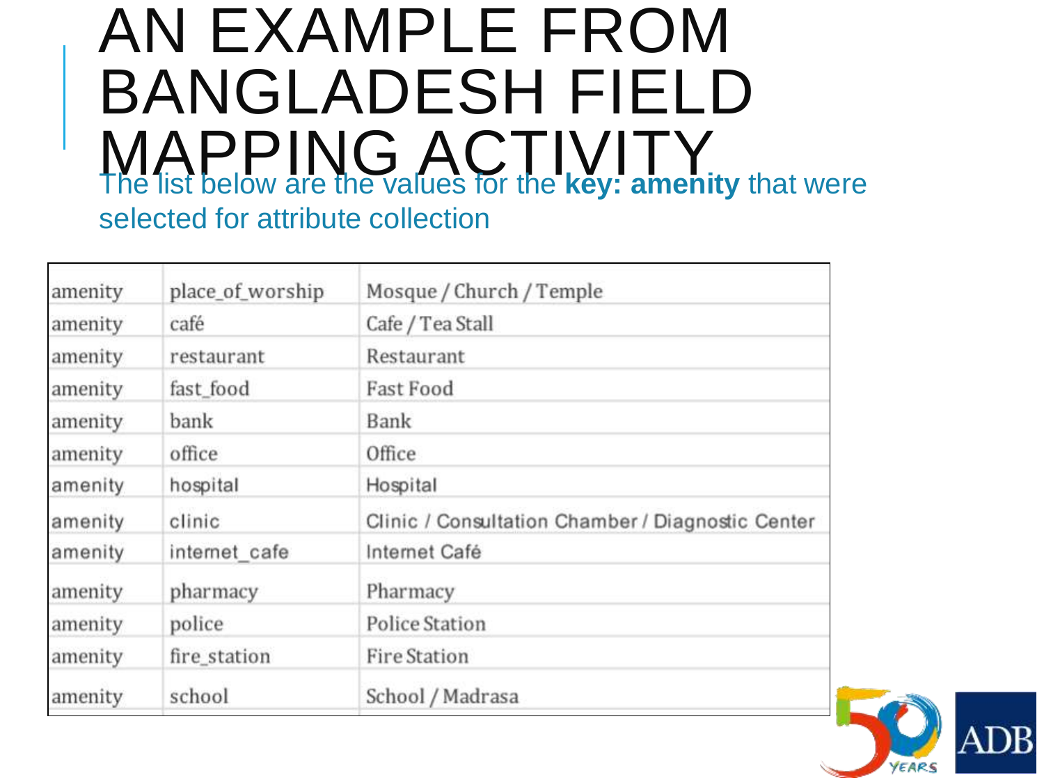# AN EXAMPLE FROM BANGLADESH FIELD MAPPING ACTIVITY

The list below are the values for the **key: amenity** that were selected for attribute collection

| | | |
|---|---|---|
| amenity | place_of_worship | Mosque / Church / Temple |
| amenity | café | Cafe / Tea Stall |
| amenity | restaurant | Restaurant |
| amenity | fast_food | Fast Food |
| amenity | bank | Bank |
| amenity | office | Office |
| amenity | hospital | Hospital |
| amenity | clinic | Clinic / Consultation Chamber / Diagnostic Center |
| amenity | internet_cafe | Internet Café |
| amenity | pharmacy | Pharmacy |
| amenity | police | Police Station |
| amenity | fire_station | Fire Station |
| amenity | school | School / Madrasa |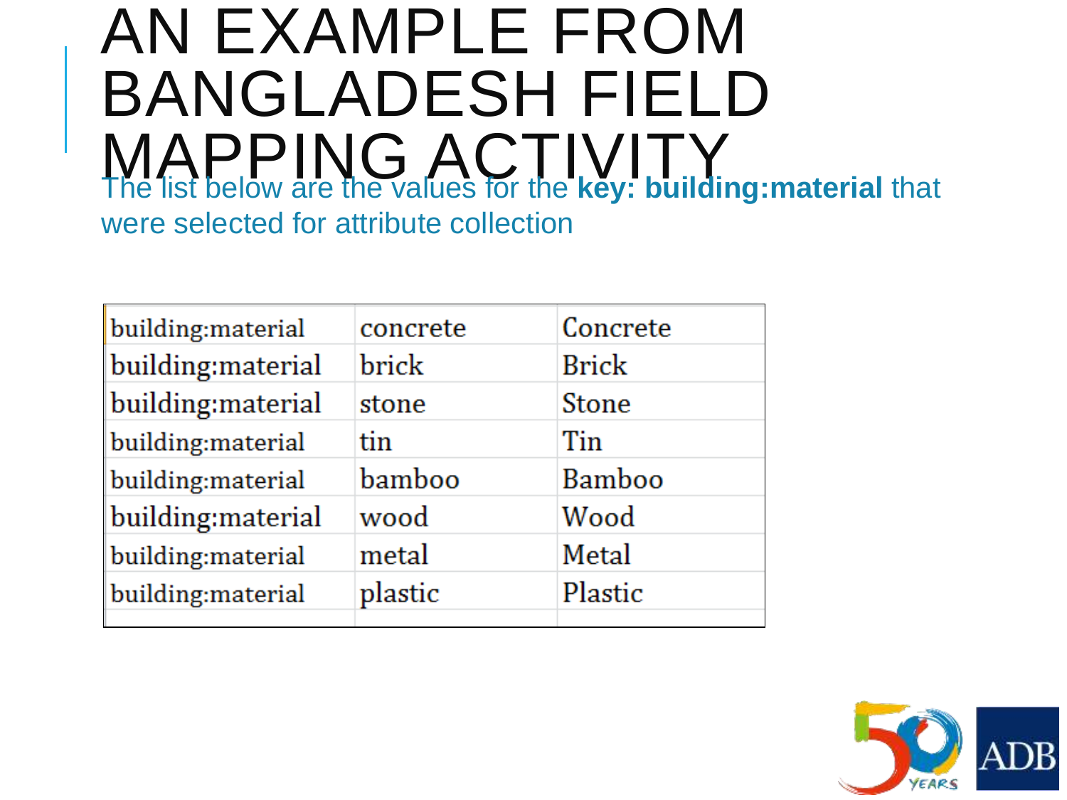# AN EXAMPLE FROM BANGLADESH FIELD MAPPING ACTIVITY

The list below are the values for the **key: building:material** that were selected for attribute collection

| building:material | concrete | Concrete |
|---|---|---|
| building:material | brick | Brick |
| building:material | stone | Stone |
| building:material | tin | Tin |
| building:material | bamboo | Bamboo |
| building:material | wood | Wood |
| building:material | metal | Metal |
| building:material | plastic | Plastic |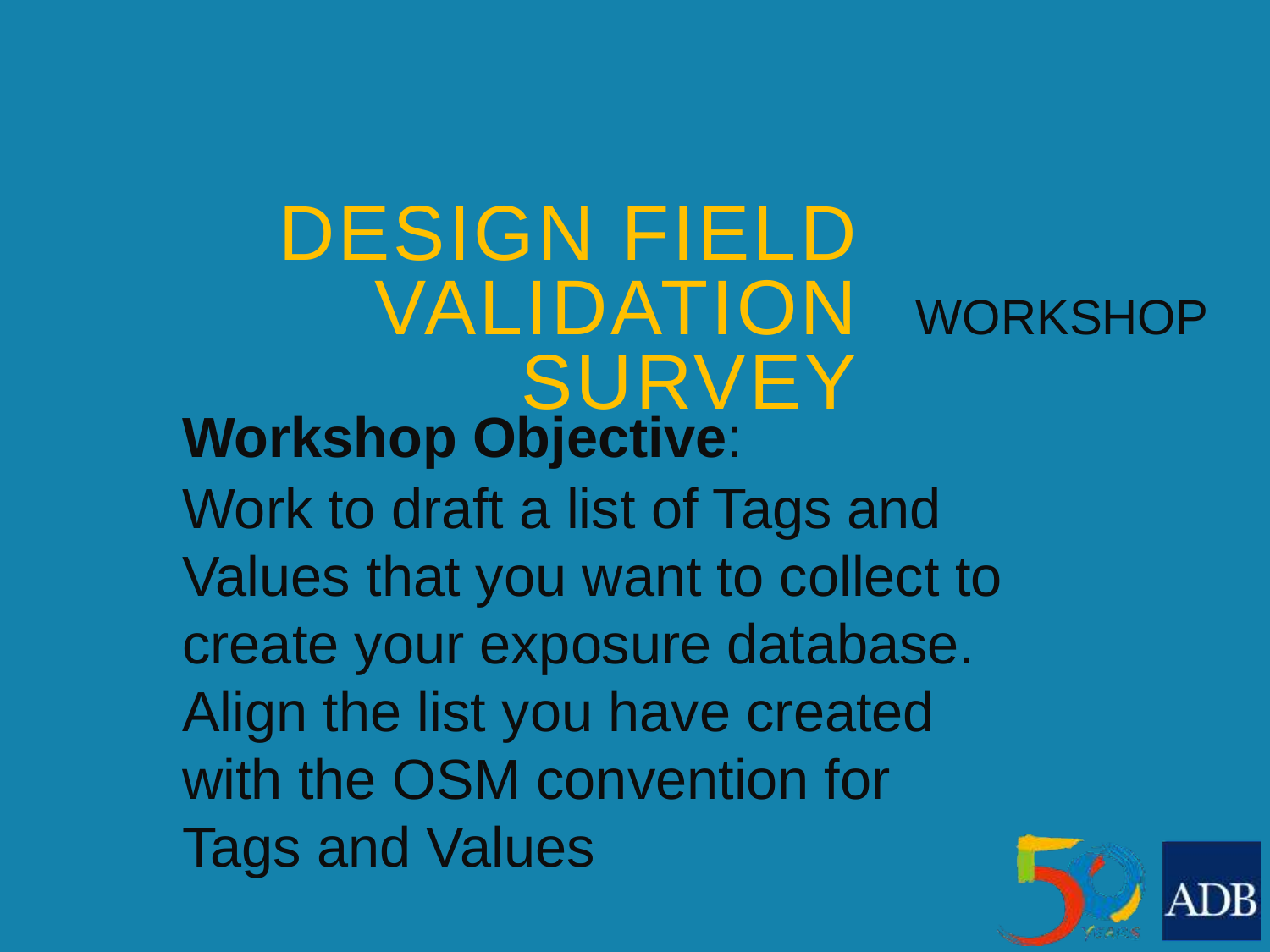# DESIGN FIELD VALIDATION SURVEY WORKSHOP

**Workshop Objective**:

Work to draft a list of Tags and Values that you want to collect to create your exposure database.

Align the list you have created with the OSM convention for Tags and Values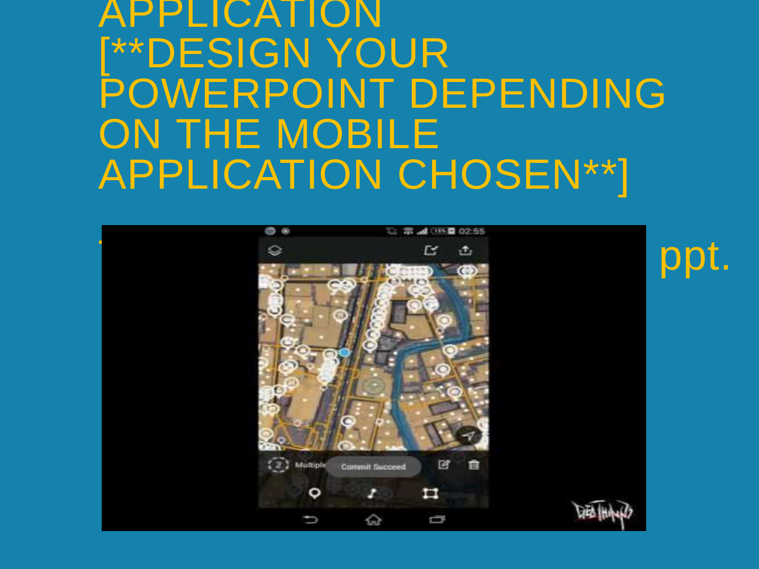# APPLICATION [**DESIGN YOUR POWERPOINT DEPENDING ON THE MOBILE APPLICATION CHOSEN**]

ppt.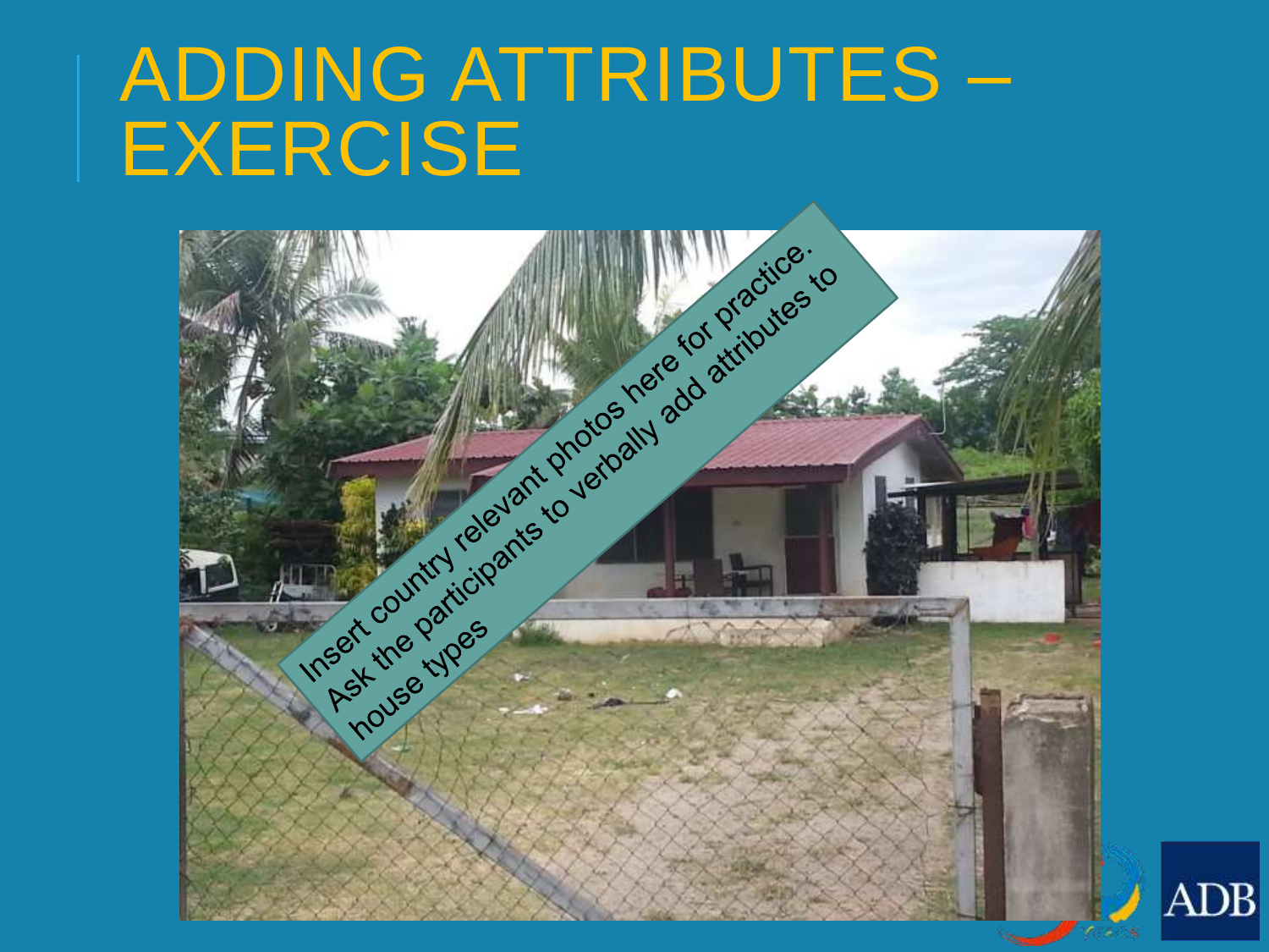# ADDING ATTRIBUTES – EXERCISE

Insert country relevant photos here for practice. Ask the participants to verbally add attributes to house types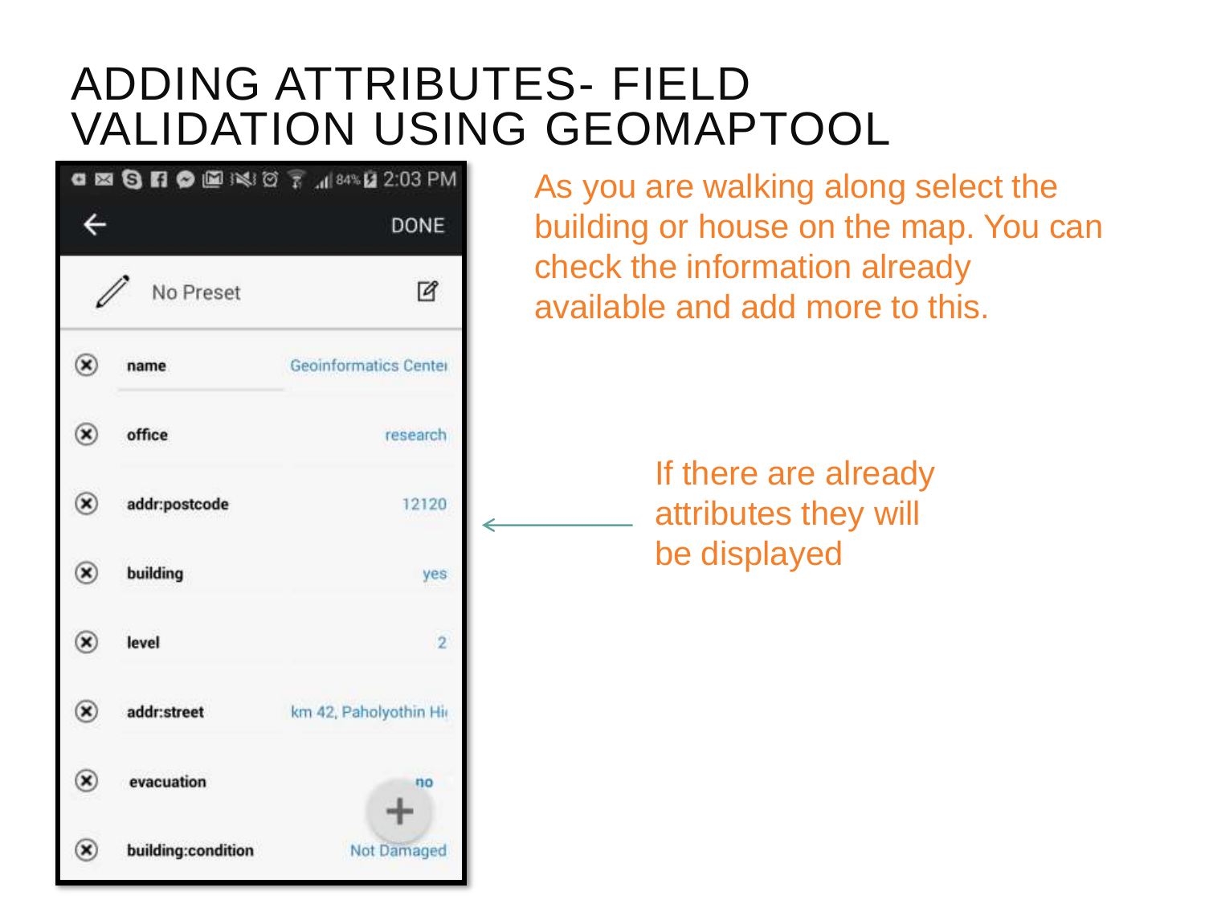# ADDING ATTRIBUTES- FIELD VALIDATION USING GEOMAPTOOL

| | |
|---|---|
| name | Geoinformatics Center |
| office | research |
| addr:postcode | 12120 |
| building | yes |
| level | 2 |
| addr:street | km 42, Paholyothin Hi |
| evacuation | no |
| building:condition | Not Damaged |

As you are walking along select the building or house on the map. You can check the information already available and add more to this.

If there are already attributes they will be displayed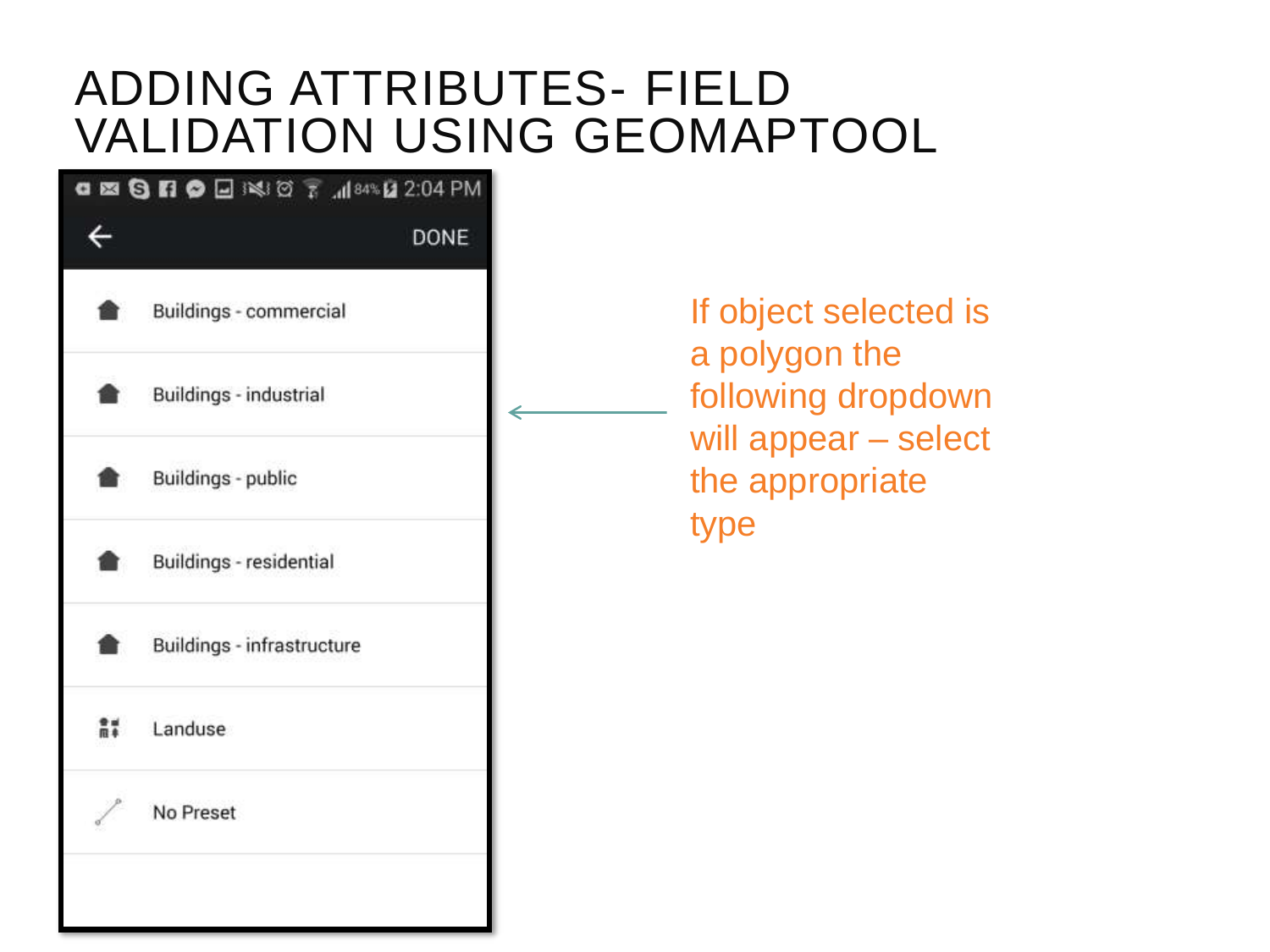# ADDING ATTRIBUTES- FIELD VALIDATION USING GEOMAPTOOL

DONE

- Buildings - commercial
- Buildings - industrial
- Buildings - public
- Buildings - residential
- Buildings - infrastructure
- Landuse
- No Preset

If object selected is a polygon the following dropdown will appear – select the appropriate type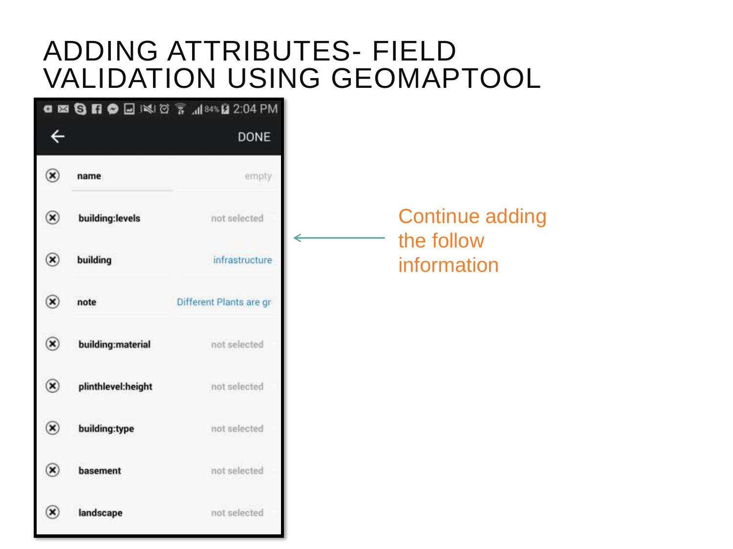# ADDING ATTRIBUTES- FIELD VALIDATION USING GEOMAPTOOL

2:04 PM

DONE

| | |
|---|---|
| name | empty |
| building:levels | not selected |
| building | infrastructure |
| note | Different Plants are gr |
| building:material | not selected |
| plinthlevel:height | not selected |
| building:type | not selected |
| basement | not selected |
| landscape | not selected |

Continue adding the follow information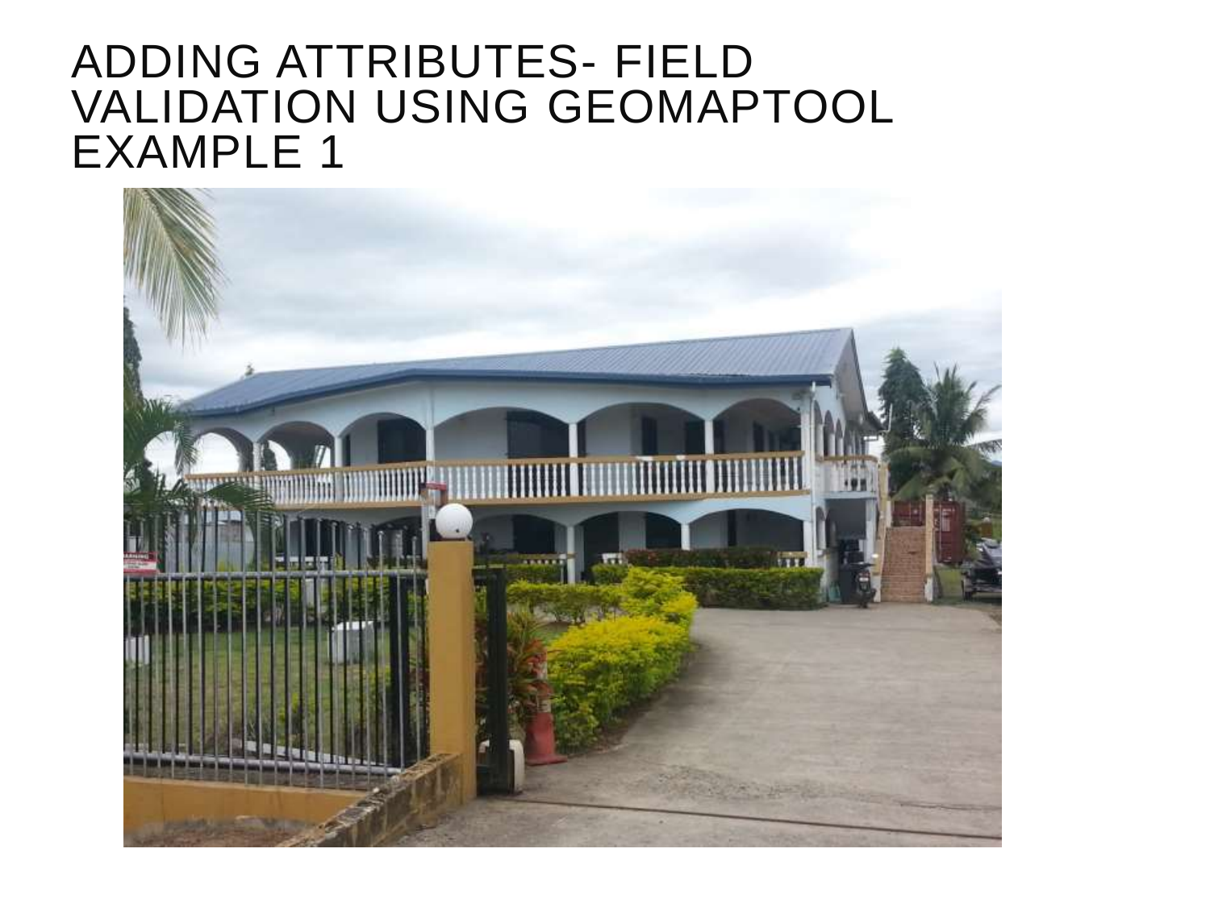# ADDING ATTRIBUTES- FIELD VALIDATION USING GEOMAPTOOL EXAMPLE 1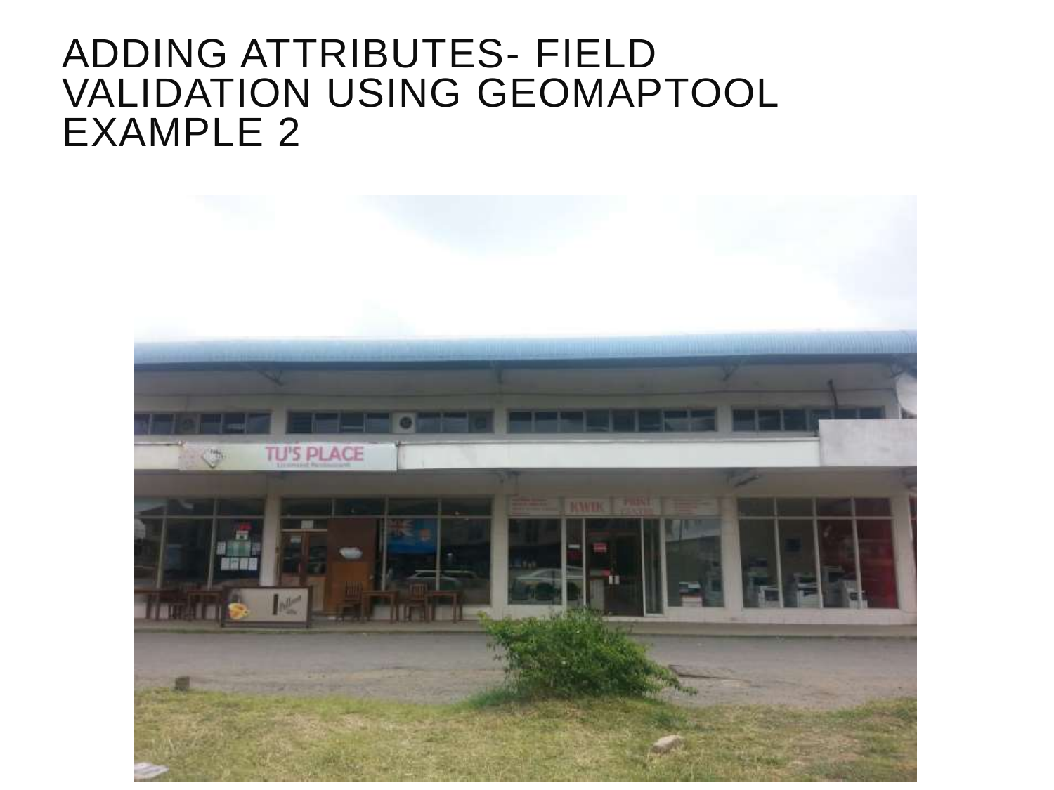# ADDING ATTRIBUTES- FIELD VALIDATION USING GEOMAPTOOL EXAMPLE 2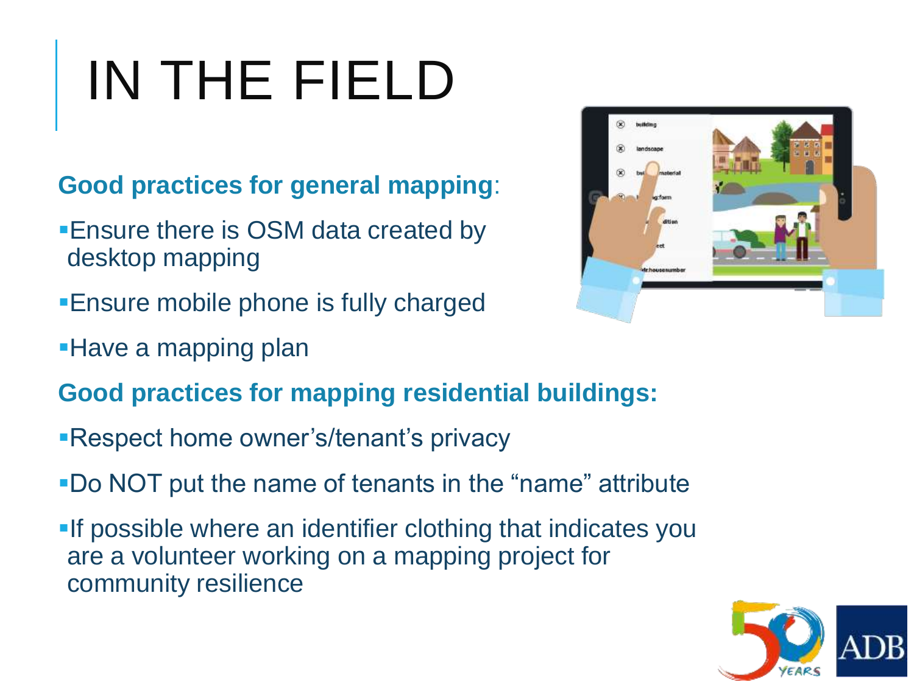# IN THE FIELD

**Good practices for general mapping**:

- Ensure there is OSM data created by desktop mapping
- Ensure mobile phone is fully charged
- Have a mapping plan

**Good practices for mapping residential buildings:**

- Respect home owner's/tenant's privacy
- Do NOT put the name of tenants in the "name" attribute
- If possible where an identifier clothing that indicates you are a volunteer working on a mapping project for community resilience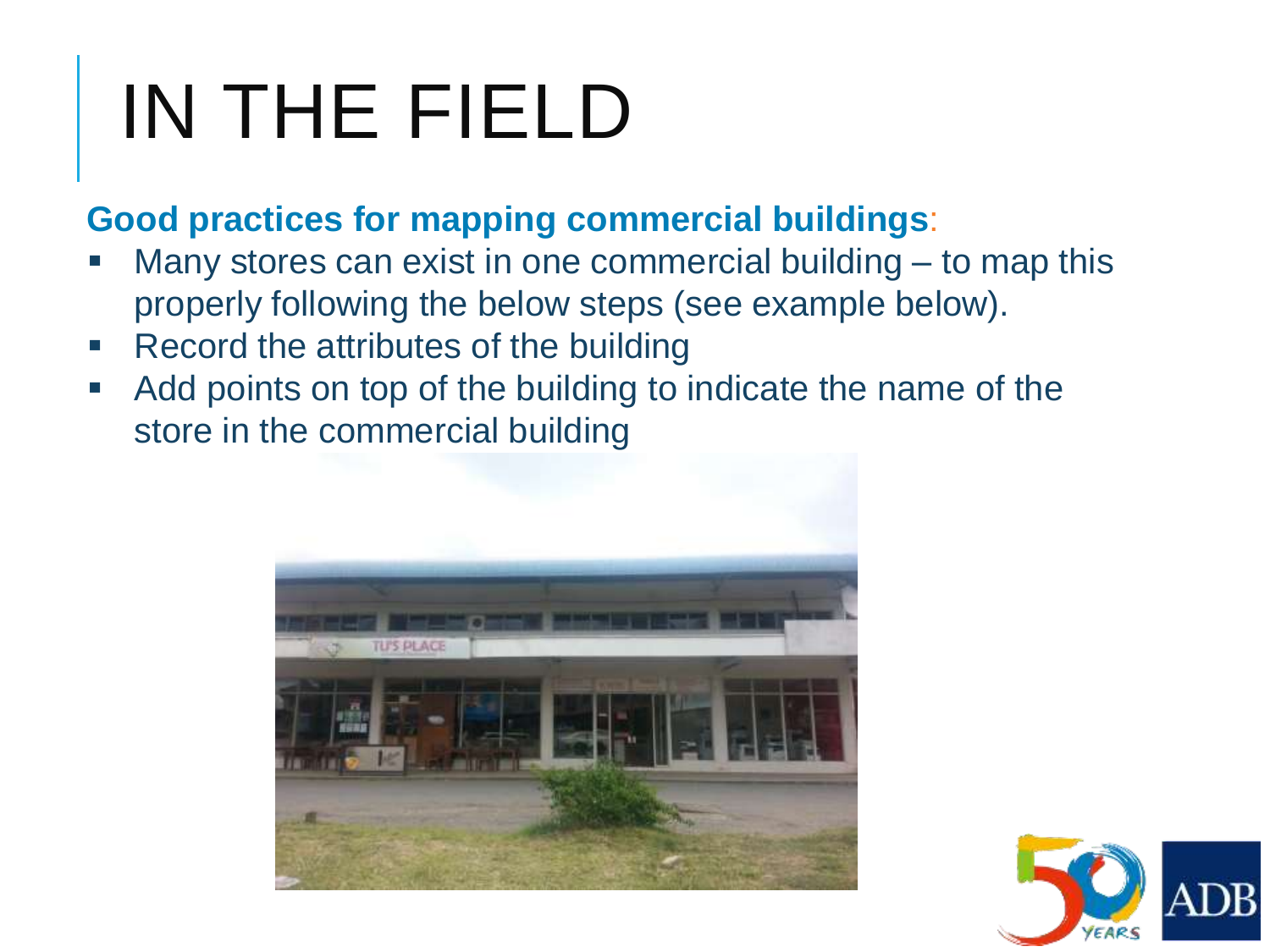# IN THE FIELD

**Good practices for mapping commercial buildings**:

- Many stores can exist in one commercial building – to map this properly following the below steps (see example below).
- Record the attributes of the building
- Add points on top of the building to indicate the name of the store in the commercial building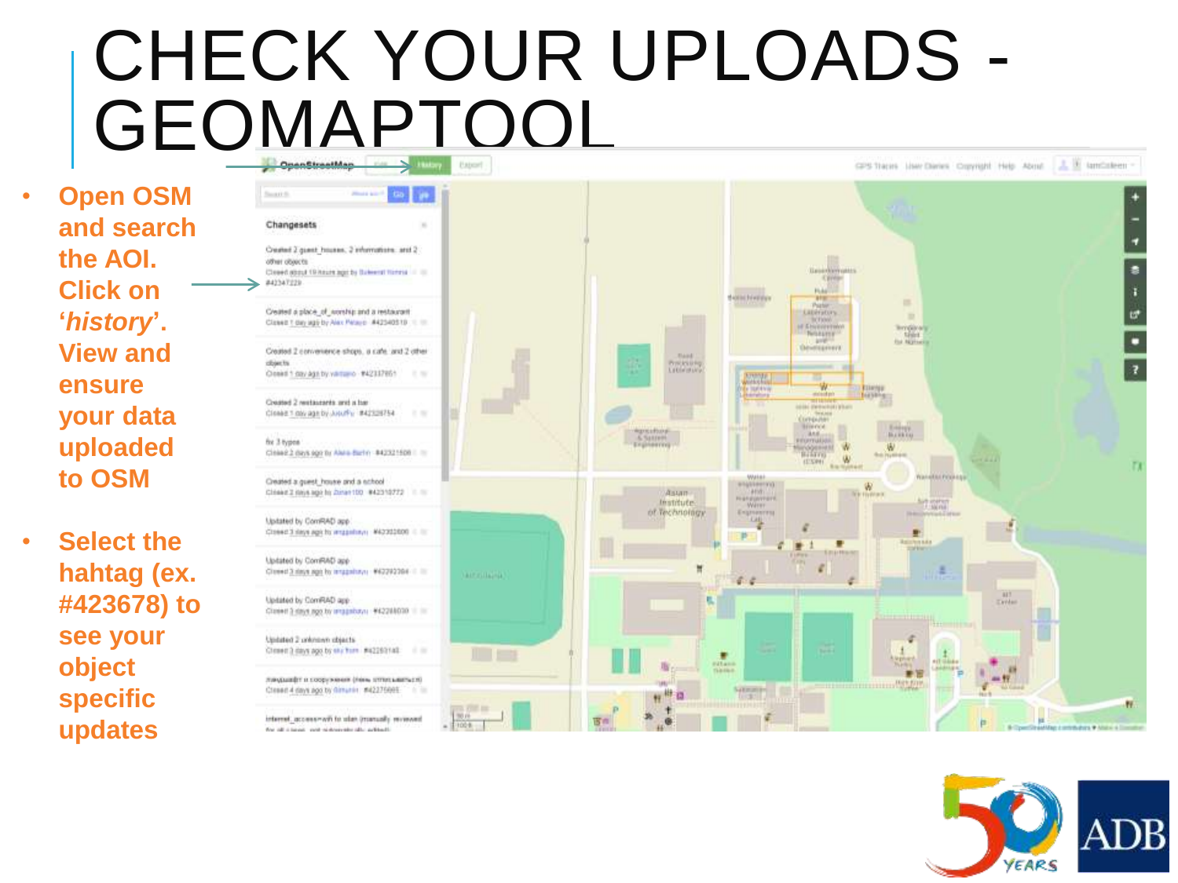# CHECK YOUR UPLOADS - GEOMAPTOOL

- Open OSM and search the AOI. Click on '*history*'. View and ensure your data uploaded to OSM

- Select the hahtag (ex. #423678) to see your object specific updates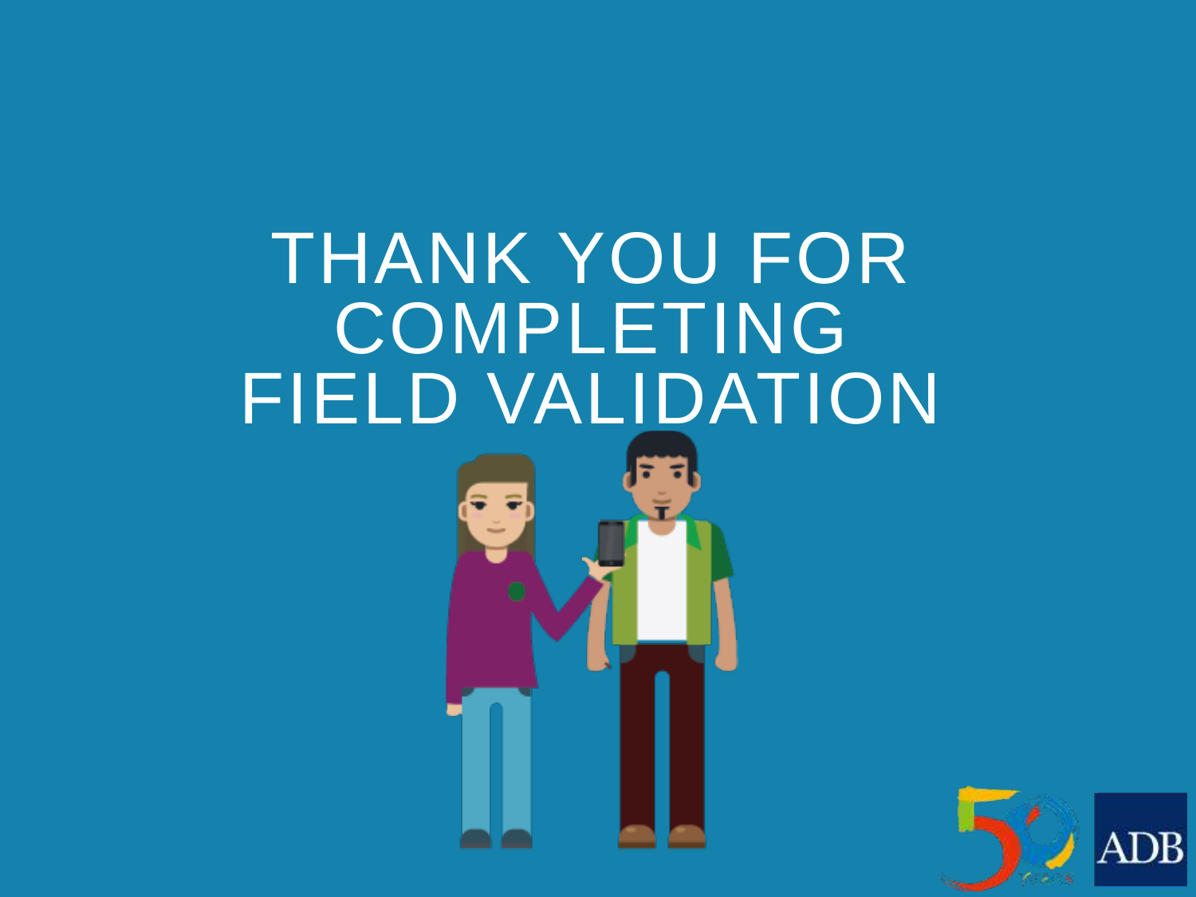# THANK YOU FOR COMPLETING FIELD VALIDATION